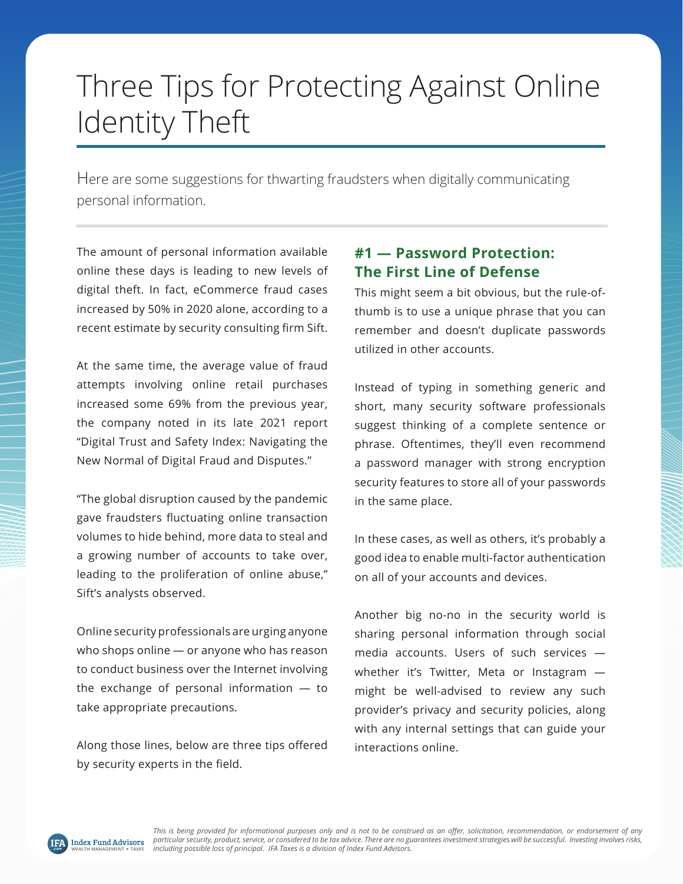# Three Tips for Protecting Against Online Identity Theft

Here are some suggestions for thwarting fraudsters when digitally communicating personal information.

The amount of personal information available online these days is leading to new levels of digital theft. In fact, eCommerce fraud cases increased by 50% in 2020 alone, according to a recent estimate by security consulting firm Sift.

At the same time, the average value of fraud attempts involving online retail purchases increased some 69% from the previous year, the company noted in its late 2021 report "Digital Trust and Safety Index: Navigating the New Normal of Digital Fraud and Disputes."

"The global disruption caused by the pandemic gave fraudsters fluctuating online transaction volumes to hide behind, more data to steal and a growing number of accounts to take over, leading to the proliferation of online abuse," Sift's analysts observed.

Online security professionals are urging anyone who shops online — or anyone who has reason to conduct business over the Internet involving the exchange of personal information — to take appropriate precautions.

Along those lines, below are three tips offered by security experts in the field.

## #1 — Password Protection: The First Line of Defense

This might seem a bit obvious, but the rule-of-thumb is to use a unique phrase that you can remember and doesn't duplicate passwords utilized in other accounts.

Instead of typing in something generic and short, many security software professionals suggest thinking of a complete sentence or phrase. Oftentimes, they'll even recommend a password manager with strong encryption security features to store all of your passwords in the same place.

In these cases, as well as others, it's probably a good idea to enable multi-factor authentication on all of your accounts and devices.

Another big no-no in the security world is sharing personal information through social media accounts. Users of such services — whether it's Twitter, Meta or Instagram — might be well-advised to review any such provider's privacy and security policies, along with any internal settings that can guide your interactions online.

*This is being provided for informational purposes only and is not to be construed as an offer, solicitation, recommendation, or endorsement of any particular security, product, service, or considered to be tax advice. There are no guarantees investment strategies will be successful. Investing involves risks, including possible loss of principal. IFA Taxes is a division of Index Fund Advisors.*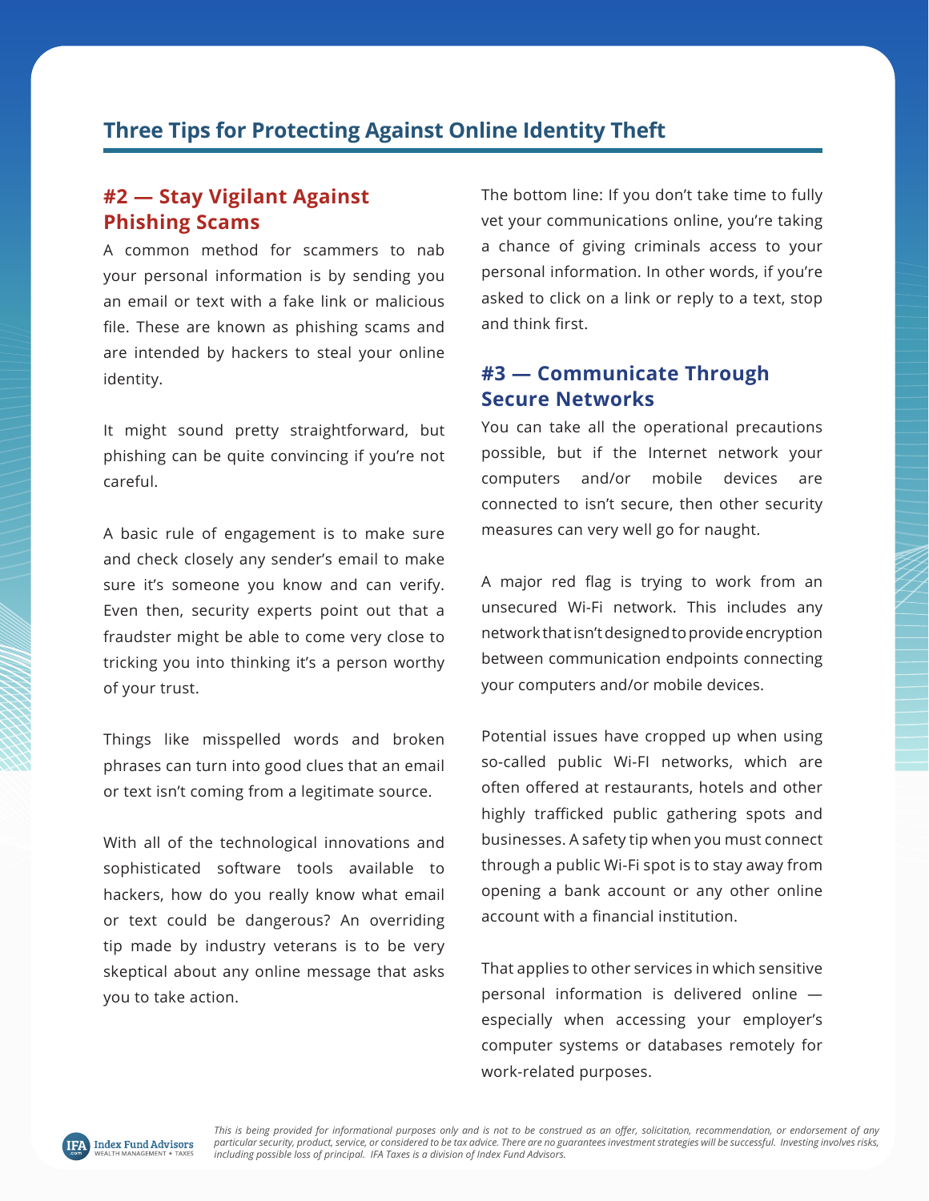## Three Tips for Protecting Against Online Identity Theft

### #2 — Stay Vigilant Against Phishing Scams

A common method for scammers to nab your personal information is by sending you an email or text with a fake link or malicious file. These are known as phishing scams and are intended by hackers to steal your online identity.

It might sound pretty straightforward, but phishing can be quite convincing if you're not careful.

A basic rule of engagement is to make sure and check closely any sender's email to make sure it's someone you know and can verify. Even then, security experts point out that a fraudster might be able to come very close to tricking you into thinking it's a person worthy of your trust.

Things like misspelled words and broken phrases can turn into good clues that an email or text isn't coming from a legitimate source.

With all of the technological innovations and sophisticated software tools available to hackers, how do you really know what email or text could be dangerous? An overriding tip made by industry veterans is to be very skeptical about any online message that asks you to take action.

The bottom line: If you don't take time to fully vet your communications online, you're taking a chance of giving criminals access to your personal information. In other words, if you're asked to click on a link or reply to a text, stop and think first.

### #3 — Communicate Through Secure Networks

You can take all the operational precautions possible, but if the Internet network your computers and/or mobile devices are connected to isn't secure, then other security measures can very well go for naught.

A major red flag is trying to work from an unsecured Wi-Fi network. This includes any network that isn't designed to provide encryption between communication endpoints connecting your computers and/or mobile devices.

Potential issues have cropped up when using so-called public Wi-FI networks, which are often offered at restaurants, hotels and other highly trafficked public gathering spots and businesses. A safety tip when you must connect through a public Wi-Fi spot is to stay away from opening a bank account or any other online account with a financial institution.

That applies to other services in which sensitive personal information is delivered online — especially when accessing your employer's computer systems or databases remotely for work-related purposes.

*This is being provided for informational purposes only and is not to be construed as an offer, solicitation, recommendation, or endorsement of any particular security, product, service, or considered to be tax advice. There are no guarantees investment strategies will be successful. Investing involves risks, including possible loss of principal. IFA Taxes is a division of Index Fund Advisors.*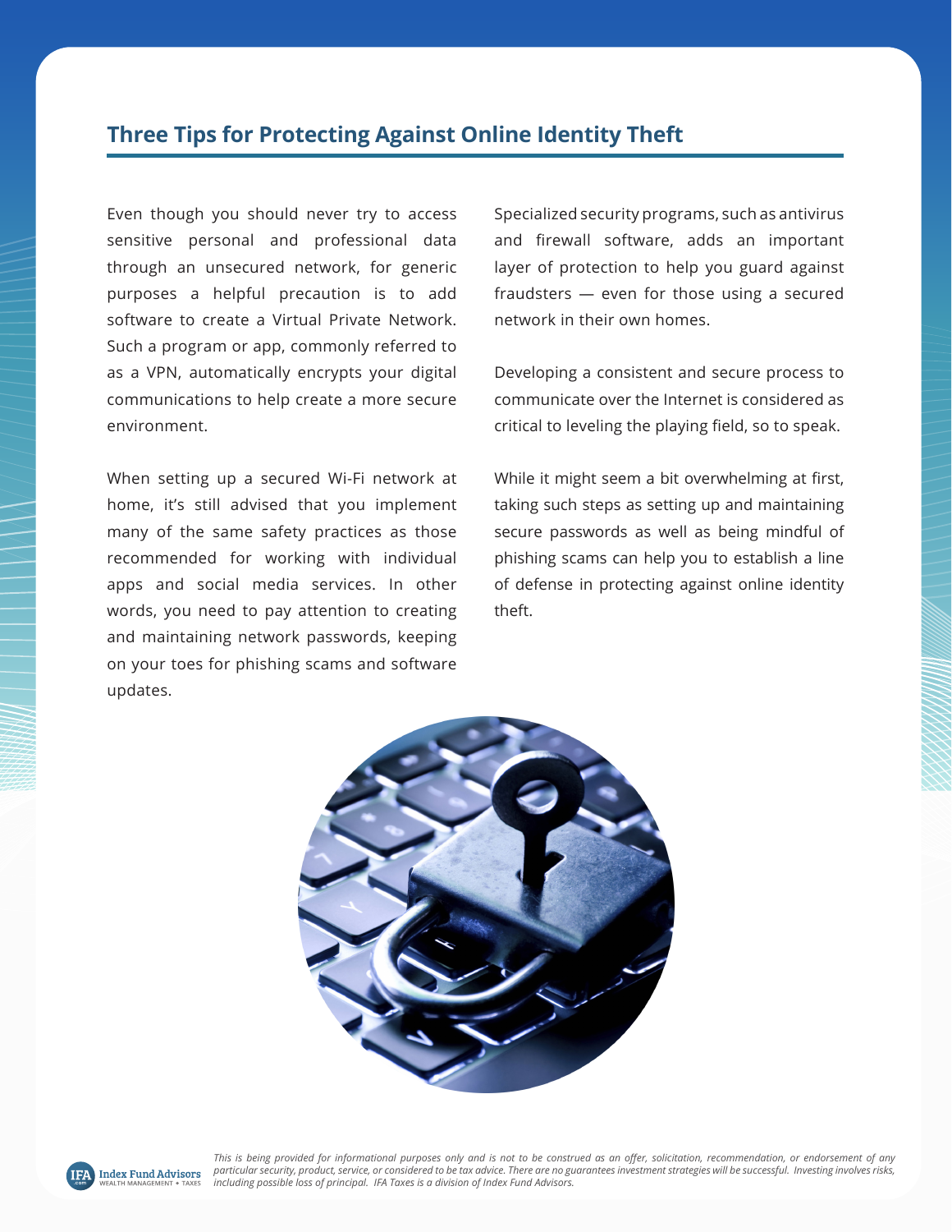## Three Tips for Protecting Against Online Identity Theft

Even though you should never try to access sensitive personal and professional data through an unsecured network, for generic purposes a helpful precaution is to add software to create a Virtual Private Network. Such a program or app, commonly referred to as a VPN, automatically encrypts your digital communications to help create a more secure environment.

When setting up a secured Wi-Fi network at home, it's still advised that you implement many of the same safety practices as those recommended for working with individual apps and social media services. In other words, you need to pay attention to creating and maintaining network passwords, keeping on your toes for phishing scams and software updates.

Specialized security programs, such as antivirus and firewall software, adds an important layer of protection to help you guard against fraudsters — even for those using a secured network in their own homes.

Developing a consistent and secure process to communicate over the Internet is considered as critical to leveling the playing field, so to speak.

While it might seem a bit overwhelming at first, taking such steps as setting up and maintaining secure passwords as well as being mindful of phishing scams can help you to establish a line of defense in protecting against online identity theft.

*This is being provided for informational purposes only and is not to be construed as an offer, solicitation, recommendation, or endorsement of any particular security, product, service, or considered to be tax advice. There are no guarantees investment strategies will be successful. Investing involves risks, including possible loss of principal. IFA Taxes is a division of Index Fund Advisors.*